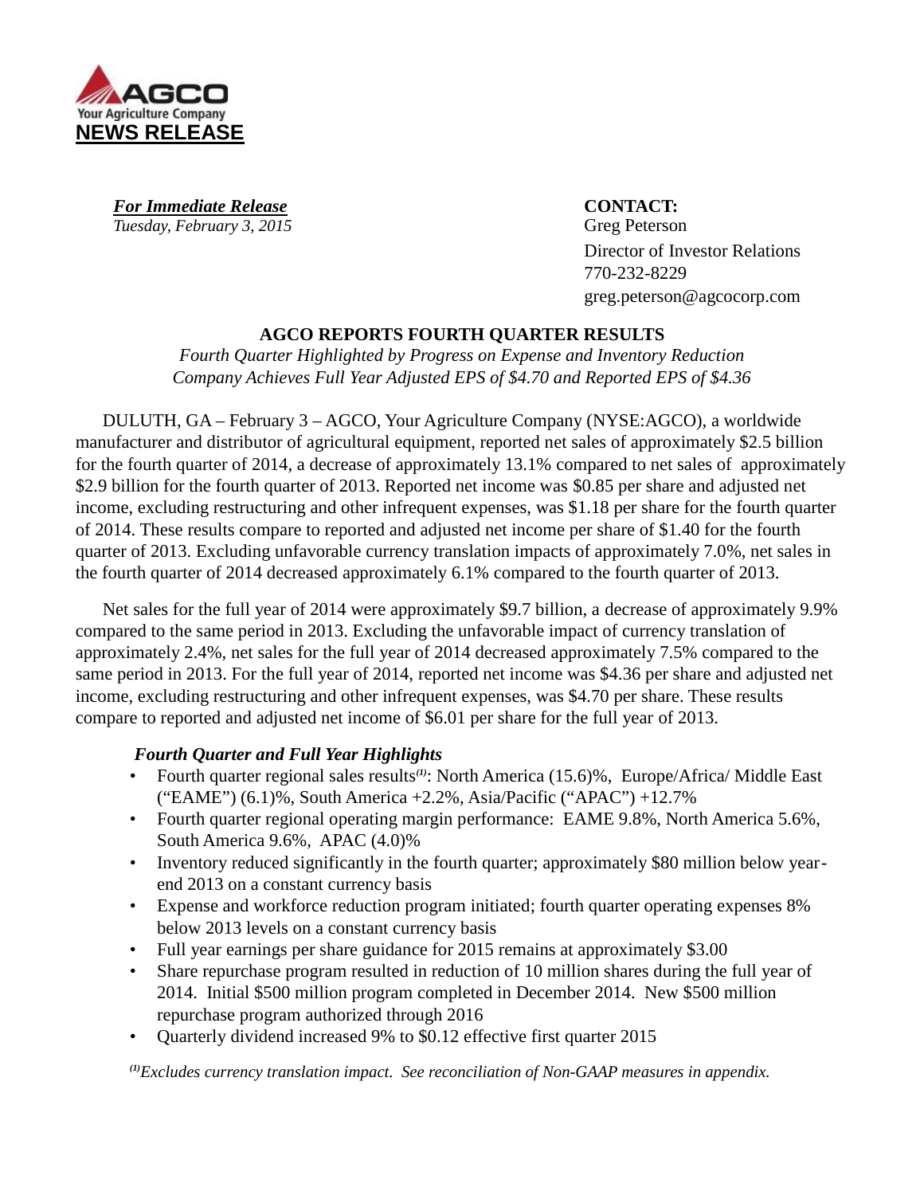**AGCO**
Your Agriculture Company
**NEWS RELEASE**

***For Immediate Release***
*Tuesday, February 3, 2015*

**CONTACT:**
Greg Peterson
Director of Investor Relations
770-232-8229
greg.peterson@agcocorp.com

## AGCO REPORTS FOURTH QUARTER RESULTS

*Fourth Quarter Highlighted by Progress on Expense and Inventory Reduction*
*Company Achieves Full Year Adjusted EPS of $4.70 and Reported EPS of $4.36*

DULUTH, GA – February 3 – AGCO, Your Agriculture Company (NYSE:AGCO), a worldwide manufacturer and distributor of agricultural equipment, reported net sales of approximately $2.5 billion for the fourth quarter of 2014, a decrease of approximately 13.1% compared to net sales of approximately $2.9 billion for the fourth quarter of 2013. Reported net income was $0.85 per share and adjusted net income, excluding restructuring and other infrequent expenses, was $1.18 per share for the fourth quarter of 2014. These results compare to reported and adjusted net income per share of $1.40 for the fourth quarter of 2013. Excluding unfavorable currency translation impacts of approximately 7.0%, net sales in the fourth quarter of 2014 decreased approximately 6.1% compared to the fourth quarter of 2013.

Net sales for the full year of 2014 were approximately $9.7 billion, a decrease of approximately 9.9% compared to the same period in 2013. Excluding the unfavorable impact of currency translation of approximately 2.4%, net sales for the full year of 2014 decreased approximately 7.5% compared to the same period in 2013. For the full year of 2014, reported net income was $4.36 per share and adjusted net income, excluding restructuring and other infrequent expenses, was $4.70 per share. These results compare to reported and adjusted net income of $6.01 per share for the full year of 2013.

***Fourth Quarter and Full Year Highlights***

- Fourth quarter regional sales results[(1)]: North America (15.6)%, Europe/Africa/ Middle East ("EAME") (6.1)%, South America +2.2%, Asia/Pacific ("APAC") +12.7%
- Fourth quarter regional operating margin performance: EAME 9.8%, North America 5.6%, South America 9.6%, APAC (4.0)%
- Inventory reduced significantly in the fourth quarter; approximately $80 million below year-end 2013 on a constant currency basis
- Expense and workforce reduction program initiated; fourth quarter operating expenses 8% below 2013 levels on a constant currency basis
- Full year earnings per share guidance for 2015 remains at approximately $3.00
- Share repurchase program resulted in reduction of 10 million shares during the full year of 2014. Initial $500 million program completed in December 2014. New $500 million repurchase program authorized through 2016
- Quarterly dividend increased 9% to $0.12 effective first quarter 2015

*[(1)]Excludes currency translation impact. See reconciliation of Non-GAAP measures in appendix.*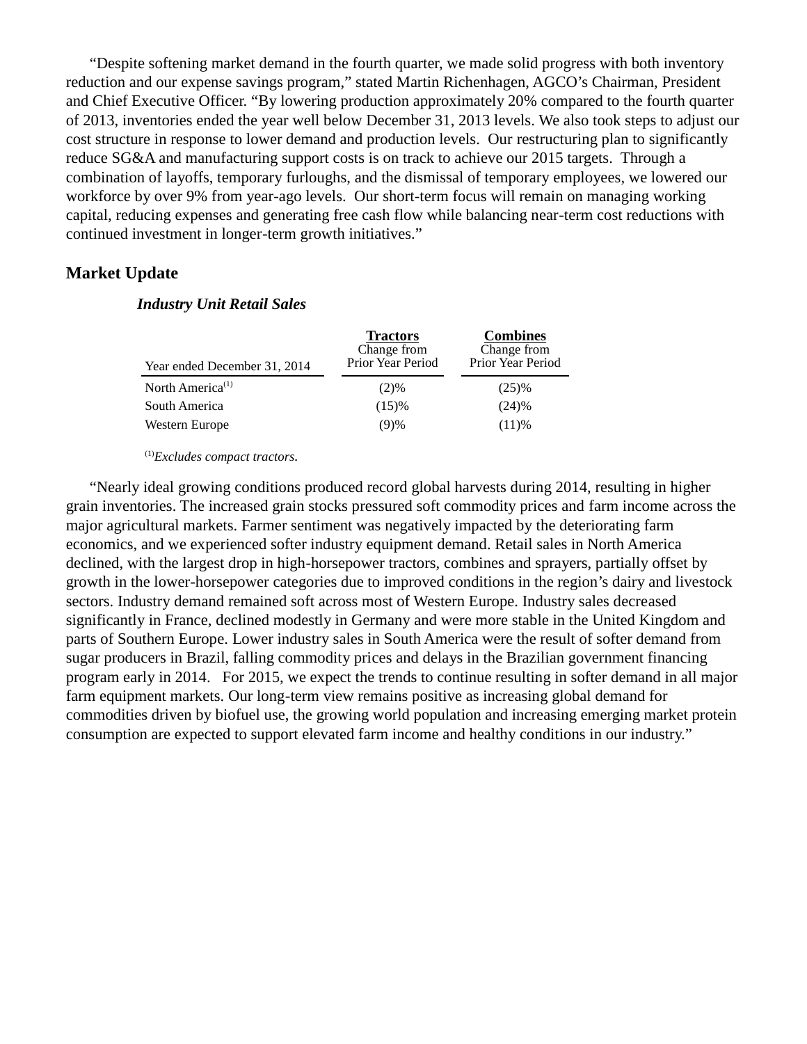"Despite softening market demand in the fourth quarter, we made solid progress with both inventory reduction and our expense savings program," stated Martin Richenhagen, AGCO's Chairman, President and Chief Executive Officer. "By lowering production approximately 20% compared to the fourth quarter of 2013, inventories ended the year well below December 31, 2013 levels. We also took steps to adjust our cost structure in response to lower demand and production levels. Our restructuring plan to significantly reduce SG&A and manufacturing support costs is on track to achieve our 2015 targets. Through a combination of layoffs, temporary furloughs, and the dismissal of temporary employees, we lowered our workforce by over 9% from year-ago levels. Our short-term focus will remain on managing working capital, reducing expenses and generating free cash flow while balancing near-term cost reductions with continued investment in longer-term growth initiatives."

## Market Update

### *Industry Unit Retail Sales*

| Year ended December 31, 2014 | Tractors Change from Prior Year Period | Combines Change from Prior Year Period |
|---|---|---|
| North America[1] | (2)% | (25)% |
| South America | (15)% | (24)% |
| Western Europe | (9)% | (11)% |

[1] *Excludes compact tractors.*

"Nearly ideal growing conditions produced record global harvests during 2014, resulting in higher grain inventories. The increased grain stocks pressured soft commodity prices and farm income across the major agricultural markets. Farmer sentiment was negatively impacted by the deteriorating farm economics, and we experienced softer industry equipment demand. Retail sales in North America declined, with the largest drop in high-horsepower tractors, combines and sprayers, partially offset by growth in the lower-horsepower categories due to improved conditions in the region's dairy and livestock sectors. Industry demand remained soft across most of Western Europe. Industry sales decreased significantly in France, declined modestly in Germany and were more stable in the United Kingdom and parts of Southern Europe. Lower industry sales in South America were the result of softer demand from sugar producers in Brazil, falling commodity prices and delays in the Brazilian government financing program early in 2014. For 2015, we expect the trends to continue resulting in softer demand in all major farm equipment markets. Our long-term view remains positive as increasing global demand for commodities driven by biofuel use, the growing world population and increasing emerging market protein consumption are expected to support elevated farm income and healthy conditions in our industry."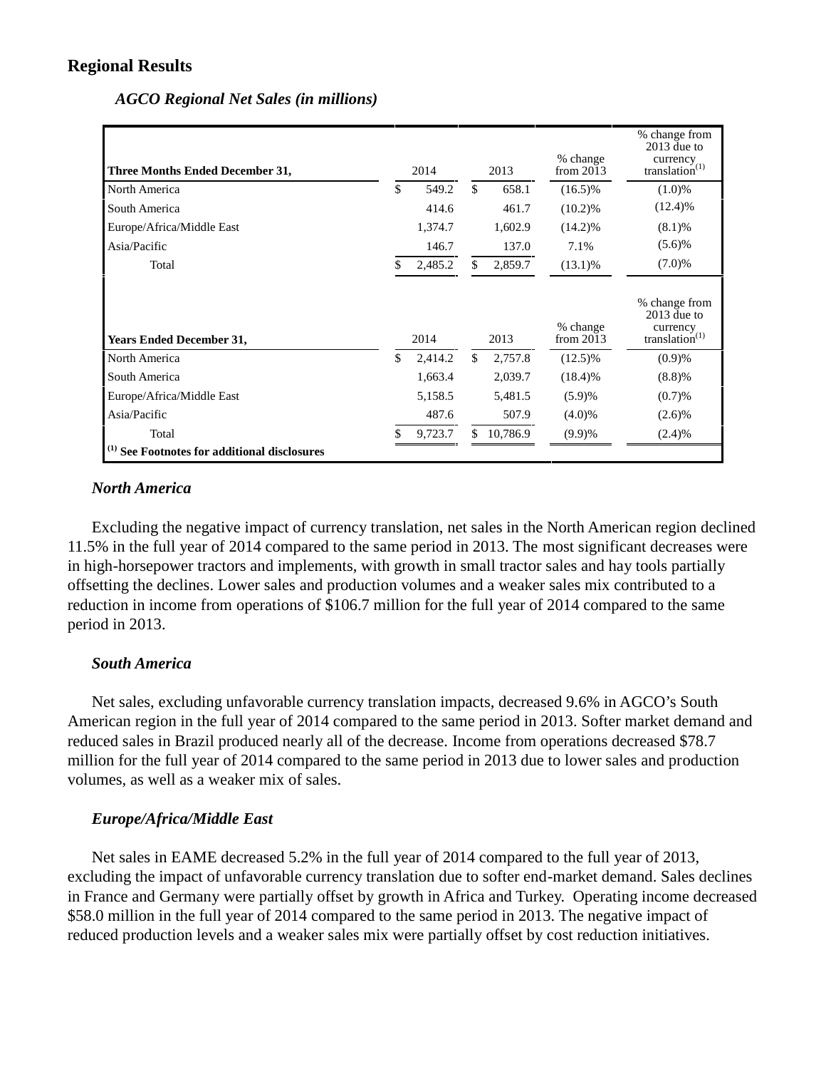## Regional Results

### *AGCO Regional Net Sales (in millions)*

| Three Months Ended December 31, | 2014 | 2013 | % change from 2013 | % change from 2013 due to currency translation[(1)] |
|---|---|---|---|---|
| North America | $ 549.2 | $ 658.1 | (16.5)% | (1.0)% |
| South America | 414.6 | 461.7 | (10.2)% | (12.4)% |
| Europe/Africa/Middle East | 1,374.7 | 1,602.9 | (14.2)% | (8.1)% |
| Asia/Pacific | 146.7 | 137.0 | 7.1% | (5.6)% |
| Total | $ 2,485.2 | $ 2,859.7 | (13.1)% | (7.0)% |
| **Years Ended December 31,** | **2014** | **2013** | **% change from 2013** | **% change from 2013 due to currency translation[(1)]** |
| North America | $ 2,414.2 | $ 2,757.8 | (12.5)% | (0.9)% |
| South America | 1,663.4 | 2,039.7 | (18.4)% | (8.8)% |
| Europe/Africa/Middle East | 5,158.5 | 5,481.5 | (5.9)% | (0.7)% |
| Asia/Pacific | 487.6 | 507.9 | (4.0)% | (2.6)% |
| Total | $ 9,723.7 | $ 10,786.9 | (9.9)% | (2.4)% |

**(1) See Footnotes for additional disclosures**

#### *North America*

Excluding the negative impact of currency translation, net sales in the North American region declined 11.5% in the full year of 2014 compared to the same period in 2013. The most significant decreases were in high-horsepower tractors and implements, with growth in small tractor sales and hay tools partially offsetting the declines. Lower sales and production volumes and a weaker sales mix contributed to a reduction in income from operations of $106.7 million for the full year of 2014 compared to the same period in 2013.

#### *South America*

Net sales, excluding unfavorable currency translation impacts, decreased 9.6% in AGCO's South American region in the full year of 2014 compared to the same period in 2013. Softer market demand and reduced sales in Brazil produced nearly all of the decrease. Income from operations decreased $78.7 million for the full year of 2014 compared to the same period in 2013 due to lower sales and production volumes, as well as a weaker mix of sales.

#### *Europe/Africa/Middle East*

Net sales in EAME decreased 5.2% in the full year of 2014 compared to the full year of 2013, excluding the impact of unfavorable currency translation due to softer end-market demand. Sales declines in France and Germany were partially offset by growth in Africa and Turkey. Operating income decreased $58.0 million in the full year of 2014 compared to the same period in 2013. The negative impact of reduced production levels and a weaker sales mix were partially offset by cost reduction initiatives.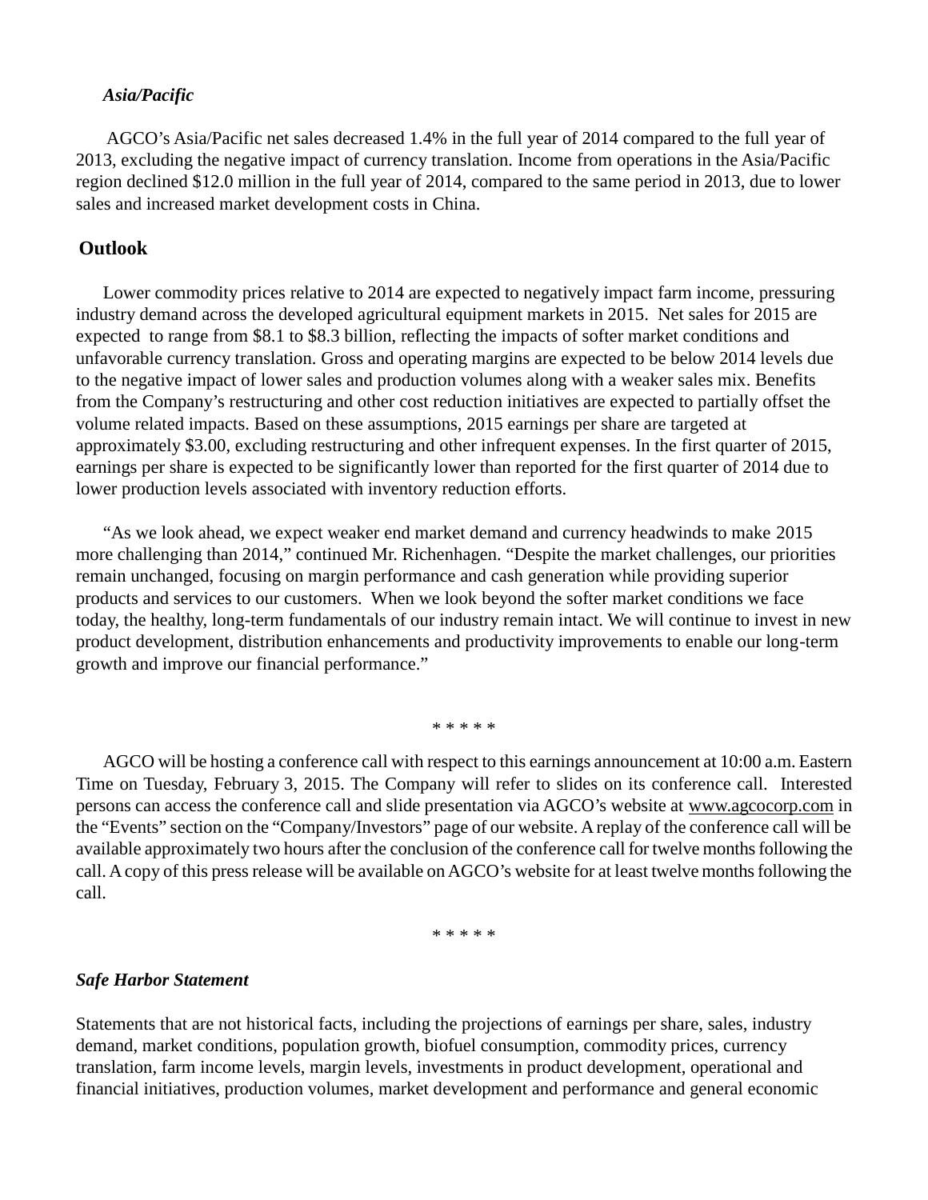***Asia/Pacific***

AGCO's Asia/Pacific net sales decreased 1.4% in the full year of 2014 compared to the full year of 2013, excluding the negative impact of currency translation. Income from operations in the Asia/Pacific region declined $12.0 million in the full year of 2014, compared to the same period in 2013, due to lower sales and increased market development costs in China.

## Outlook

Lower commodity prices relative to 2014 are expected to negatively impact farm income, pressuring industry demand across the developed agricultural equipment markets in 2015. Net sales for 2015 are expected to range from $8.1 to $8.3 billion, reflecting the impacts of softer market conditions and unfavorable currency translation. Gross and operating margins are expected to be below 2014 levels due to the negative impact of lower sales and production volumes along with a weaker sales mix. Benefits from the Company's restructuring and other cost reduction initiatives are expected to partially offset the volume related impacts. Based on these assumptions, 2015 earnings per share are targeted at approximately $3.00, excluding restructuring and other infrequent expenses. In the first quarter of 2015, earnings per share is expected to be significantly lower than reported for the first quarter of 2014 due to lower production levels associated with inventory reduction efforts.

"As we look ahead, we expect weaker end market demand and currency headwinds to make 2015 more challenging than 2014," continued Mr. Richenhagen. "Despite the market challenges, our priorities remain unchanged, focusing on margin performance and cash generation while providing superior products and services to our customers. When we look beyond the softer market conditions we face today, the healthy, long-term fundamentals of our industry remain intact. We will continue to invest in new product development, distribution enhancements and productivity improvements to enable our long-term growth and improve our financial performance."

\* \* \* \* \*

AGCO will be hosting a conference call with respect to this earnings announcement at 10:00 a.m. Eastern Time on Tuesday, February 3, 2015. The Company will refer to slides on its conference call. Interested persons can access the conference call and slide presentation via AGCO's website at www.agcocorp.com in the "Events" section on the "Company/Investors" page of our website. A replay of the conference call will be available approximately two hours after the conclusion of the conference call for twelve months following the call. A copy of this press release will be available on AGCO's website for at least twelve months following the call.

\* \* \* \* \*

***Safe Harbor Statement***

Statements that are not historical facts, including the projections of earnings per share, sales, industry demand, market conditions, population growth, biofuel consumption, commodity prices, currency translation, farm income levels, margin levels, investments in product development, operational and financial initiatives, production volumes, market development and performance and general economic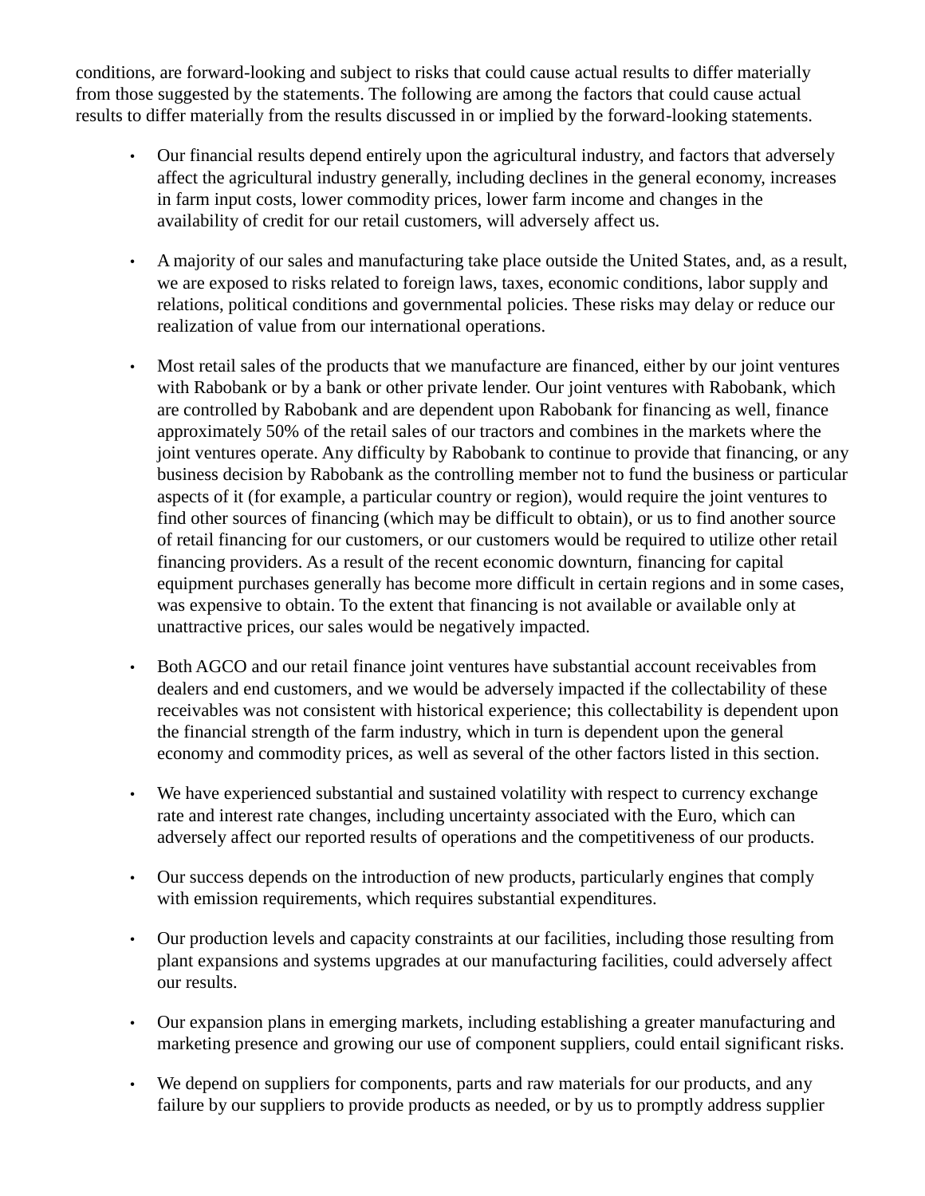conditions, are forward-looking and subject to risks that could cause actual results to differ materially from those suggested by the statements. The following are among the factors that could cause actual results to differ materially from the results discussed in or implied by the forward-looking statements.

- Our financial results depend entirely upon the agricultural industry, and factors that adversely affect the agricultural industry generally, including declines in the general economy, increases in farm input costs, lower commodity prices, lower farm income and changes in the availability of credit for our retail customers, will adversely affect us.
- A majority of our sales and manufacturing take place outside the United States, and, as a result, we are exposed to risks related to foreign laws, taxes, economic conditions, labor supply and relations, political conditions and governmental policies. These risks may delay or reduce our realization of value from our international operations.
- Most retail sales of the products that we manufacture are financed, either by our joint ventures with Rabobank or by a bank or other private lender. Our joint ventures with Rabobank, which are controlled by Rabobank and are dependent upon Rabobank for financing as well, finance approximately 50% of the retail sales of our tractors and combines in the markets where the joint ventures operate. Any difficulty by Rabobank to continue to provide that financing, or any business decision by Rabobank as the controlling member not to fund the business or particular aspects of it (for example, a particular country or region), would require the joint ventures to find other sources of financing (which may be difficult to obtain), or us to find another source of retail financing for our customers, or our customers would be required to utilize other retail financing providers. As a result of the recent economic downturn, financing for capital equipment purchases generally has become more difficult in certain regions and in some cases, was expensive to obtain. To the extent that financing is not available or available only at unattractive prices, our sales would be negatively impacted.
- Both AGCO and our retail finance joint ventures have substantial account receivables from dealers and end customers, and we would be adversely impacted if the collectability of these receivables was not consistent with historical experience; this collectability is dependent upon the financial strength of the farm industry, which in turn is dependent upon the general economy and commodity prices, as well as several of the other factors listed in this section.
- We have experienced substantial and sustained volatility with respect to currency exchange rate and interest rate changes, including uncertainty associated with the Euro, which can adversely affect our reported results of operations and the competitiveness of our products.
- Our success depends on the introduction of new products, particularly engines that comply with emission requirements, which requires substantial expenditures.
- Our production levels and capacity constraints at our facilities, including those resulting from plant expansions and systems upgrades at our manufacturing facilities, could adversely affect our results.
- Our expansion plans in emerging markets, including establishing a greater manufacturing and marketing presence and growing our use of component suppliers, could entail significant risks.
- We depend on suppliers for components, parts and raw materials for our products, and any failure by our suppliers to provide products as needed, or by us to promptly address supplier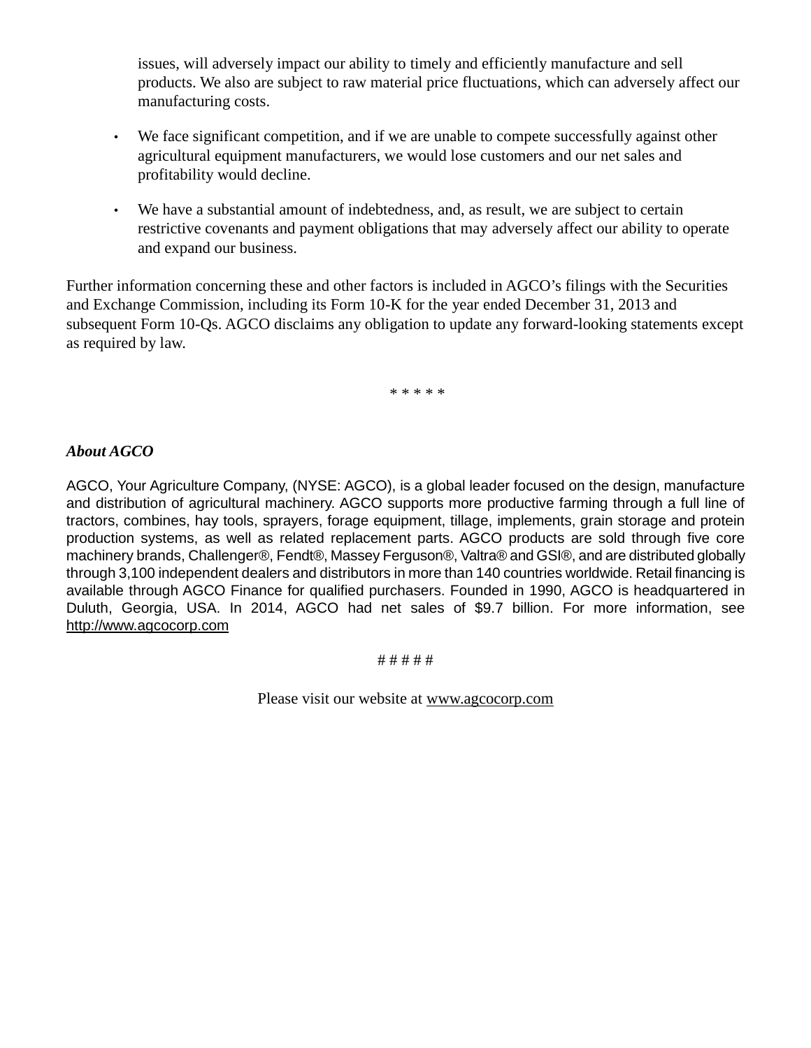issues, will adversely impact our ability to timely and efficiently manufacture and sell products. We also are subject to raw material price fluctuations, which can adversely affect our manufacturing costs.

- We face significant competition, and if we are unable to compete successfully against other agricultural equipment manufacturers, we would lose customers and our net sales and profitability would decline.

- We have a substantial amount of indebtedness, and, as result, we are subject to certain restrictive covenants and payment obligations that may adversely affect our ability to operate and expand our business.

Further information concerning these and other factors is included in AGCO's filings with the Securities and Exchange Commission, including its Form 10-K for the year ended December 31, 2013 and subsequent Form 10-Qs. AGCO disclaims any obligation to update any forward-looking statements except as required by law.

\* \* \* \* \*

***About AGCO***

AGCO, Your Agriculture Company, (NYSE: AGCO), is a global leader focused on the design, manufacture and distribution of agricultural machinery. AGCO supports more productive farming through a full line of tractors, combines, hay tools, sprayers, forage equipment, tillage, implements, grain storage and protein production systems, as well as related replacement parts. AGCO products are sold through five core machinery brands, Challenger®, Fendt®, Massey Ferguson®, Valtra® and GSI®, and are distributed globally through 3,100 independent dealers and distributors in more than 140 countries worldwide. Retail financing is available through AGCO Finance for qualified purchasers. Founded in 1990, AGCO is headquartered in Duluth, Georgia, USA. In 2014, AGCO had net sales of $9.7 billion. For more information, see http://www.agcocorp.com

\# \# \# \# \#

Please visit our website at www.agcocorp.com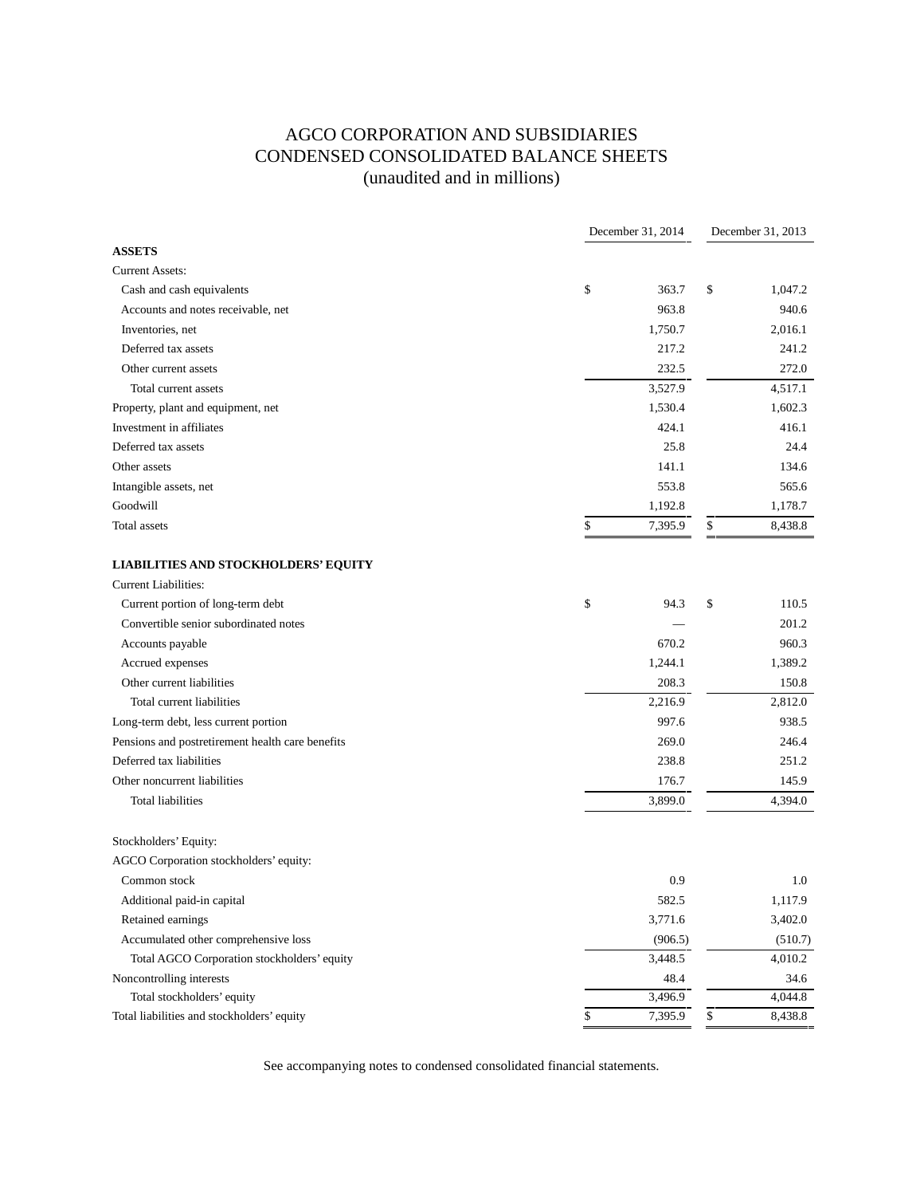# AGCO CORPORATION AND SUBSIDIARIES
# CONDENSED CONSOLIDATED BALANCE SHEETS
(unaudited and in millions)

| | December 31, 2014 | December 31, 2013 |
|---|---|---|
| **ASSETS** | | |
| Current Assets: | | |
| Cash and cash equivalents | $ 363.7 | $ 1,047.2 |
| Accounts and notes receivable, net | 963.8 | 940.6 |
| Inventories, net | 1,750.7 | 2,016.1 |
| Deferred tax assets | 217.2 | 241.2 |
| Other current assets | 232.5 | 272.0 |
| Total current assets | 3,527.9 | 4,517.1 |
| Property, plant and equipment, net | 1,530.4 | 1,602.3 |
| Investment in affiliates | 424.1 | 416.1 |
| Deferred tax assets | 25.8 | 24.4 |
| Other assets | 141.1 | 134.6 |
| Intangible assets, net | 553.8 | 565.6 |
| Goodwill | 1,192.8 | 1,178.7 |
| Total assets | $ 7,395.9 | $ 8,438.8 |
| | | |
| **LIABILITIES AND STOCKHOLDERS' EQUITY** | | |
| Current Liabilities: | | |
| Current portion of long-term debt | $ 94.3 | $ 110.5 |
| Convertible senior subordinated notes | — | 201.2 |
| Accounts payable | 670.2 | 960.3 |
| Accrued expenses | 1,244.1 | 1,389.2 |
| Other current liabilities | 208.3 | 150.8 |
| Total current liabilities | 2,216.9 | 2,812.0 |
| Long-term debt, less current portion | 997.6 | 938.5 |
| Pensions and postretirement health care benefits | 269.0 | 246.4 |
| Deferred tax liabilities | 238.8 | 251.2 |
| Other noncurrent liabilities | 176.7 | 145.9 |
| Total liabilities | 3,899.0 | 4,394.0 |
| | | |
| Stockholders' Equity: | | |
| AGCO Corporation stockholders' equity: | | |
| Common stock | 0.9 | 1.0 |
| Additional paid-in capital | 582.5 | 1,117.9 |
| Retained earnings | 3,771.6 | 3,402.0 |
| Accumulated other comprehensive loss | (906.5) | (510.7) |
| Total AGCO Corporation stockholders' equity | 3,448.5 | 4,010.2 |
| Noncontrolling interests | 48.4 | 34.6 |
| Total stockholders' equity | 3,496.9 | 4,044.8 |
| Total liabilities and stockholders' equity | $ 7,395.9 | $ 8,438.8 |

See accompanying notes to condensed consolidated financial statements.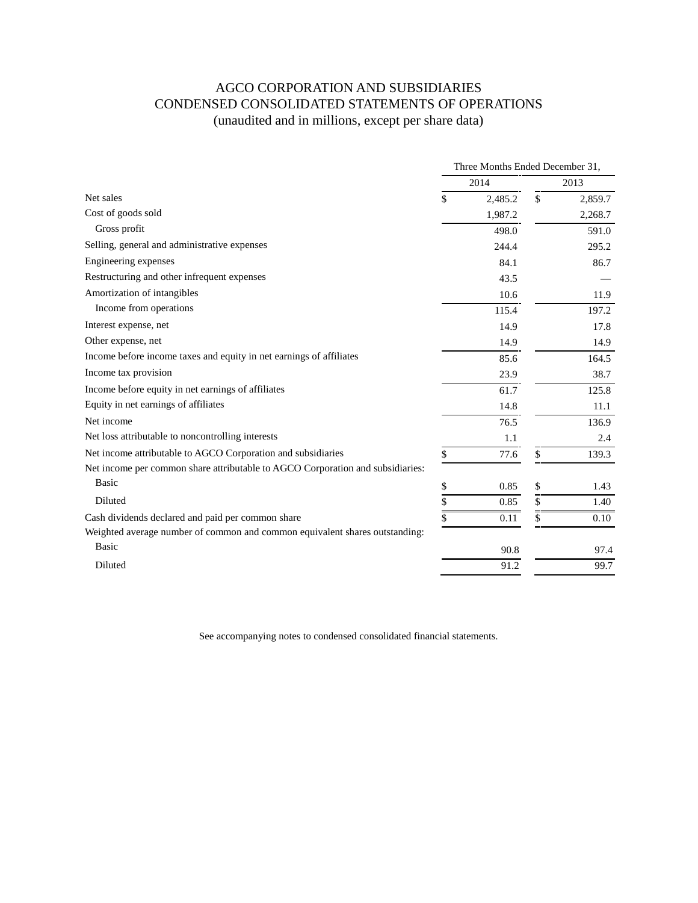# AGCO CORPORATION AND SUBSIDIARIES
## CONDENSED CONSOLIDATED STATEMENTS OF OPERATIONS
### (unaudited and in millions, except per share data)

| | Three Months Ended December 31, | |
|---|---|---|
| | 2014 | 2013 |
| Net sales | $ 2,485.2 | $ 2,859.7 |
| Cost of goods sold | 1,987.2 | 2,268.7 |
| Gross profit | 498.0 | 591.0 |
| Selling, general and administrative expenses | 244.4 | 295.2 |
| Engineering expenses | 84.1 | 86.7 |
| Restructuring and other infrequent expenses | 43.5 | — |
| Amortization of intangibles | 10.6 | 11.9 |
| Income from operations | 115.4 | 197.2 |
| Interest expense, net | 14.9 | 17.8 |
| Other expense, net | 14.9 | 14.9 |
| Income before income taxes and equity in net earnings of affiliates | 85.6 | 164.5 |
| Income tax provision | 23.9 | 38.7 |
| Income before equity in net earnings of affiliates | 61.7 | 125.8 |
| Equity in net earnings of affiliates | 14.8 | 11.1 |
| Net income | 76.5 | 136.9 |
| Net loss attributable to noncontrolling interests | 1.1 | 2.4 |
| Net income attributable to AGCO Corporation and subsidiaries | $ 77.6 | $ 139.3 |
| Net income per common share attributable to AGCO Corporation and subsidiaries: | | |
| Basic | $ 0.85 | $ 1.43 |
| Diluted | $ 0.85 | $ 1.40 |
| Cash dividends declared and paid per common share | $ 0.11 | $ 0.10 |
| Weighted average number of common and common equivalent shares outstanding: | | |
| Basic | 90.8 | 97.4 |
| Diluted | 91.2 | 99.7 |

See accompanying notes to condensed consolidated financial statements.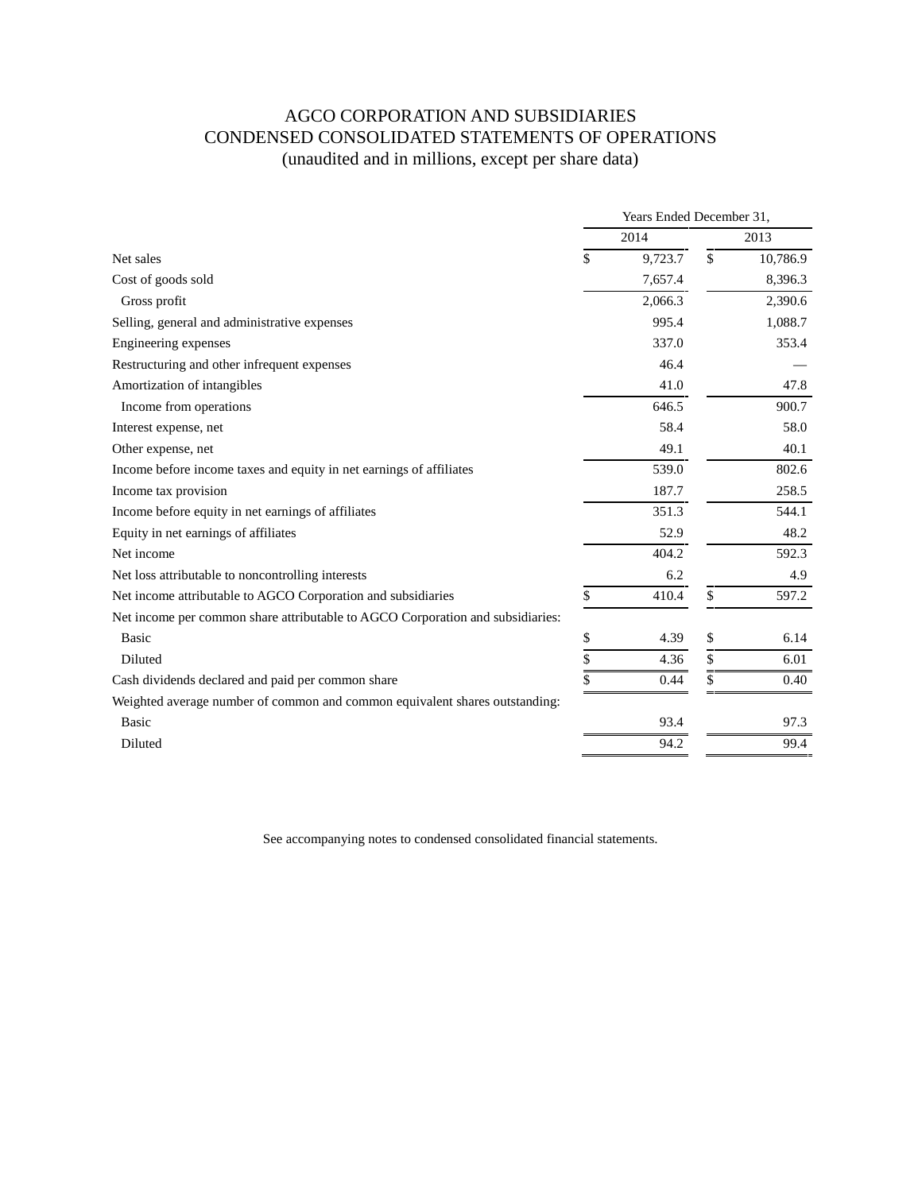# AGCO CORPORATION AND SUBSIDIARIES
# CONDENSED CONSOLIDATED STATEMENTS OF OPERATIONS
## (unaudited and in millions, except per share data)

| | Years Ended December 31, | |
|---|---|---|
| | 2014 | 2013 |
| Net sales | $ 9,723.7 | $ 10,786.9 |
| Cost of goods sold | 7,657.4 | 8,396.3 |
| Gross profit | 2,066.3 | 2,390.6 |
| Selling, general and administrative expenses | 995.4 | 1,088.7 |
| Engineering expenses | 337.0 | 353.4 |
| Restructuring and other infrequent expenses | 46.4 | — |
| Amortization of intangibles | 41.0 | 47.8 |
| Income from operations | 646.5 | 900.7 |
| Interest expense, net | 58.4 | 58.0 |
| Other expense, net | 49.1 | 40.1 |
| Income before income taxes and equity in net earnings of affiliates | 539.0 | 802.6 |
| Income tax provision | 187.7 | 258.5 |
| Income before equity in net earnings of affiliates | 351.3 | 544.1 |
| Equity in net earnings of affiliates | 52.9 | 48.2 |
| Net income | 404.2 | 592.3 |
| Net loss attributable to noncontrolling interests | 6.2 | 4.9 |
| Net income attributable to AGCO Corporation and subsidiaries | $ 410.4 | $ 597.2 |
| Net income per common share attributable to AGCO Corporation and subsidiaries: | | |
| Basic | $ 4.39 | $ 6.14 |
| Diluted | $ 4.36 | $ 6.01 |
| Cash dividends declared and paid per common share | $ 0.44 | $ 0.40 |
| Weighted average number of common and common equivalent shares outstanding: | | |
| Basic | 93.4 | 97.3 |
| Diluted | 94.2 | 99.4 |

See accompanying notes to condensed consolidated financial statements.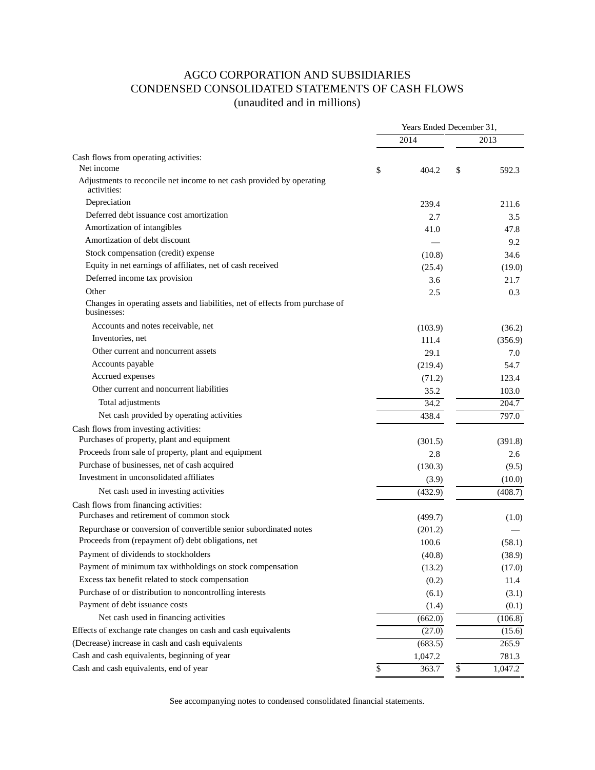# AGCO CORPORATION AND SUBSIDIARIES
## CONDENSED CONSOLIDATED STATEMENTS OF CASH FLOWS
### (unaudited and in millions)

| | Years Ended December 31, | |
|---|---|---|
| | 2014 | 2013 |
| Cash flows from operating activities: | | |
| Net income | $ 404.2 | $ 592.3 |
| Adjustments to reconcile net income to net cash provided by operating activities: | | |
| Depreciation | 239.4 | 211.6 |
| Deferred debt issuance cost amortization | 2.7 | 3.5 |
| Amortization of intangibles | 41.0 | 47.8 |
| Amortization of debt discount | — | 9.2 |
| Stock compensation (credit) expense | (10.8) | 34.6 |
| Equity in net earnings of affiliates, net of cash received | (25.4) | (19.0) |
| Deferred income tax provision | 3.6 | 21.7 |
| Other | 2.5 | 0.3 |
| Changes in operating assets and liabilities, net of effects from purchase of businesses: | | |
| Accounts and notes receivable, net | (103.9) | (36.2) |
| Inventories, net | 111.4 | (356.9) |
| Other current and noncurrent assets | 29.1 | 7.0 |
| Accounts payable | (219.4) | 54.7 |
| Accrued expenses | (71.2) | 123.4 |
| Other current and noncurrent liabilities | 35.2 | 103.0 |
| Total adjustments | 34.2 | 204.7 |
| Net cash provided by operating activities | 438.4 | 797.0 |
| Cash flows from investing activities: | | |
| Purchases of property, plant and equipment | (301.5) | (391.8) |
| Proceeds from sale of property, plant and equipment | 2.8 | 2.6 |
| Purchase of businesses, net of cash acquired | (130.3) | (9.5) |
| Investment in unconsolidated affiliates | (3.9) | (10.0) |
| Net cash used in investing activities | (432.9) | (408.7) |
| Cash flows from financing activities: | | |
| Purchases and retirement of common stock | (499.7) | (1.0) |
| Repurchase or conversion of convertible senior subordinated notes | (201.2) | — |
| Proceeds from (repayment of) debt obligations, net | 100.6 | (58.1) |
| Payment of dividends to stockholders | (40.8) | (38.9) |
| Payment of minimum tax withholdings on stock compensation | (13.2) | (17.0) |
| Excess tax benefit related to stock compensation | (0.2) | 11.4 |
| Purchase of or distribution to noncontrolling interests | (6.1) | (3.1) |
| Payment of debt issuance costs | (1.4) | (0.1) |
| Net cash used in financing activities | (662.0) | (106.8) |
| Effects of exchange rate changes on cash and cash equivalents | (27.0) | (15.6) |
| (Decrease) increase in cash and cash equivalents | (683.5) | 265.9 |
| Cash and cash equivalents, beginning of year | 1,047.2 | 781.3 |
| Cash and cash equivalents, end of year | $ 363.7 | $ 1,047.2 |

See accompanying notes to condensed consolidated financial statements.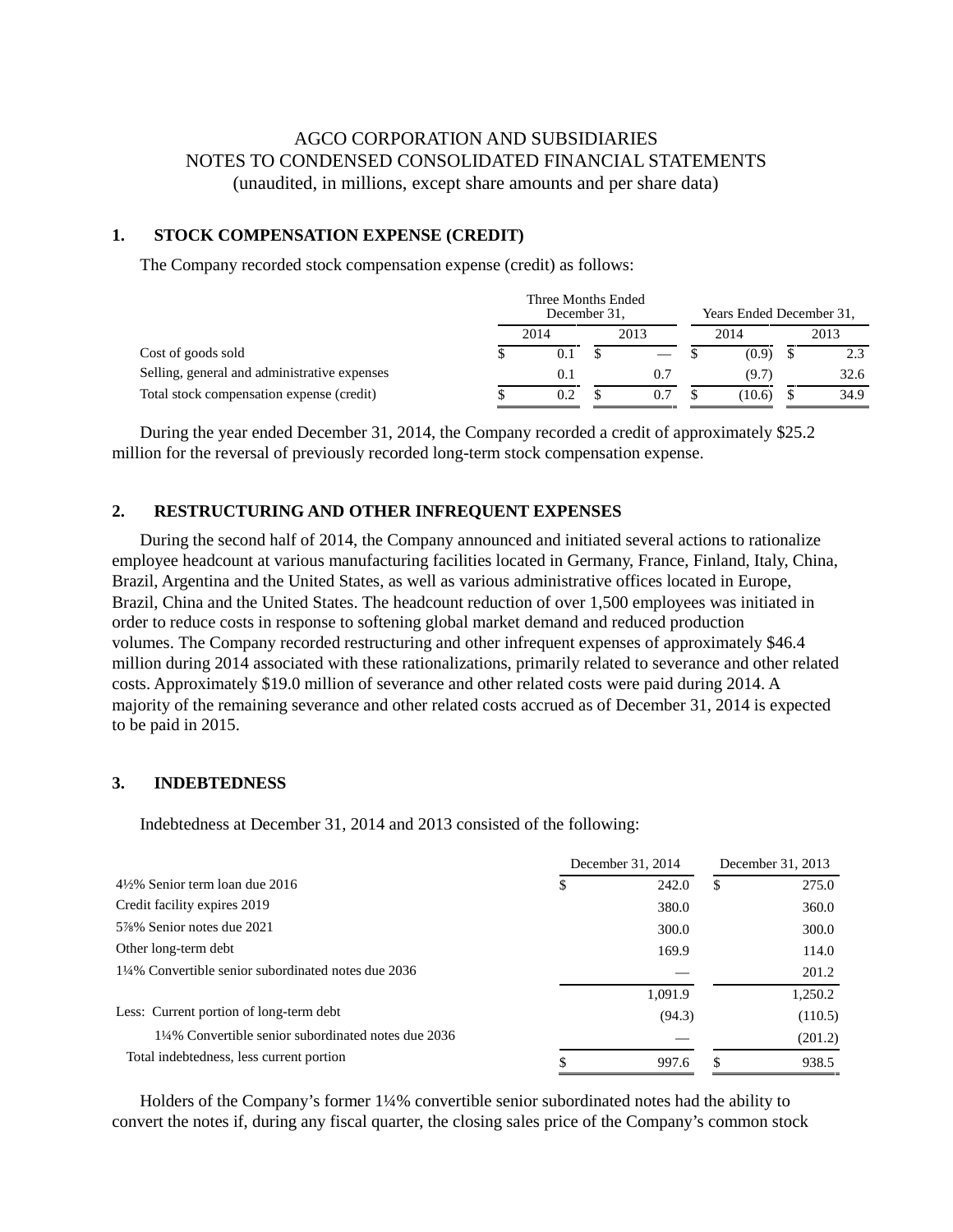AGCO CORPORATION AND SUBSIDIARIES
NOTES TO CONDENSED CONSOLIDATED FINANCIAL STATEMENTS
(unaudited, in millions, except share amounts and per share data)

## 1. STOCK COMPENSATION EXPENSE (CREDIT)

The Company recorded stock compensation expense (credit) as follows:

| | Three Months Ended December 31, | | Years Ended December 31, | |
|---|---|---|---|---|
| | 2014 | 2013 | 2014 | 2013 |
| Cost of goods sold | $ 0.1 | $ — | $ (0.9) | $ 2.3 |
| Selling, general and administrative expenses | 0.1 | 0.7 | (9.7) | 32.6 |
| Total stock compensation expense (credit) | $ 0.2 | $ 0.7 | $ (10.6) | $ 34.9 |

During the year ended December 31, 2014, the Company recorded a credit of approximately $25.2 million for the reversal of previously recorded long-term stock compensation expense.

## 2. RESTRUCTURING AND OTHER INFREQUENT EXPENSES

During the second half of 2014, the Company announced and initiated several actions to rationalize employee headcount at various manufacturing facilities located in Germany, France, Finland, Italy, China, Brazil, Argentina and the United States, as well as various administrative offices located in Europe, Brazil, China and the United States. The headcount reduction of over 1,500 employees was initiated in order to reduce costs in response to softening global market demand and reduced production volumes. The Company recorded restructuring and other infrequent expenses of approximately $46.4 million during 2014 associated with these rationalizations, primarily related to severance and other related costs. Approximately $19.0 million of severance and other related costs were paid during 2014. A majority of the remaining severance and other related costs accrued as of December 31, 2014 is expected to be paid in 2015.

## 3. INDEBTEDNESS

Indebtedness at December 31, 2014 and 2013 consisted of the following:

| | December 31, 2014 | December 31, 2013 |
|---|---|---|
| 4½% Senior term loan due 2016 | $ 242.0 | $ 275.0 |
| Credit facility expires 2019 | 380.0 | 360.0 |
| 5⅞% Senior notes due 2021 | 300.0 | 300.0 |
| Other long-term debt | 169.9 | 114.0 |
| 1¼% Convertible senior subordinated notes due 2036 | — | 201.2 |
| | 1,091.9 | 1,250.2 |
| Less: Current portion of long-term debt | (94.3) | (110.5) |
| 1¼% Convertible senior subordinated notes due 2036 | — | (201.2) |
| Total indebtedness, less current portion | $ 997.6 | $ 938.5 |

Holders of the Company's former 1¼% convertible senior subordinated notes had the ability to convert the notes if, during any fiscal quarter, the closing sales price of the Company's common stock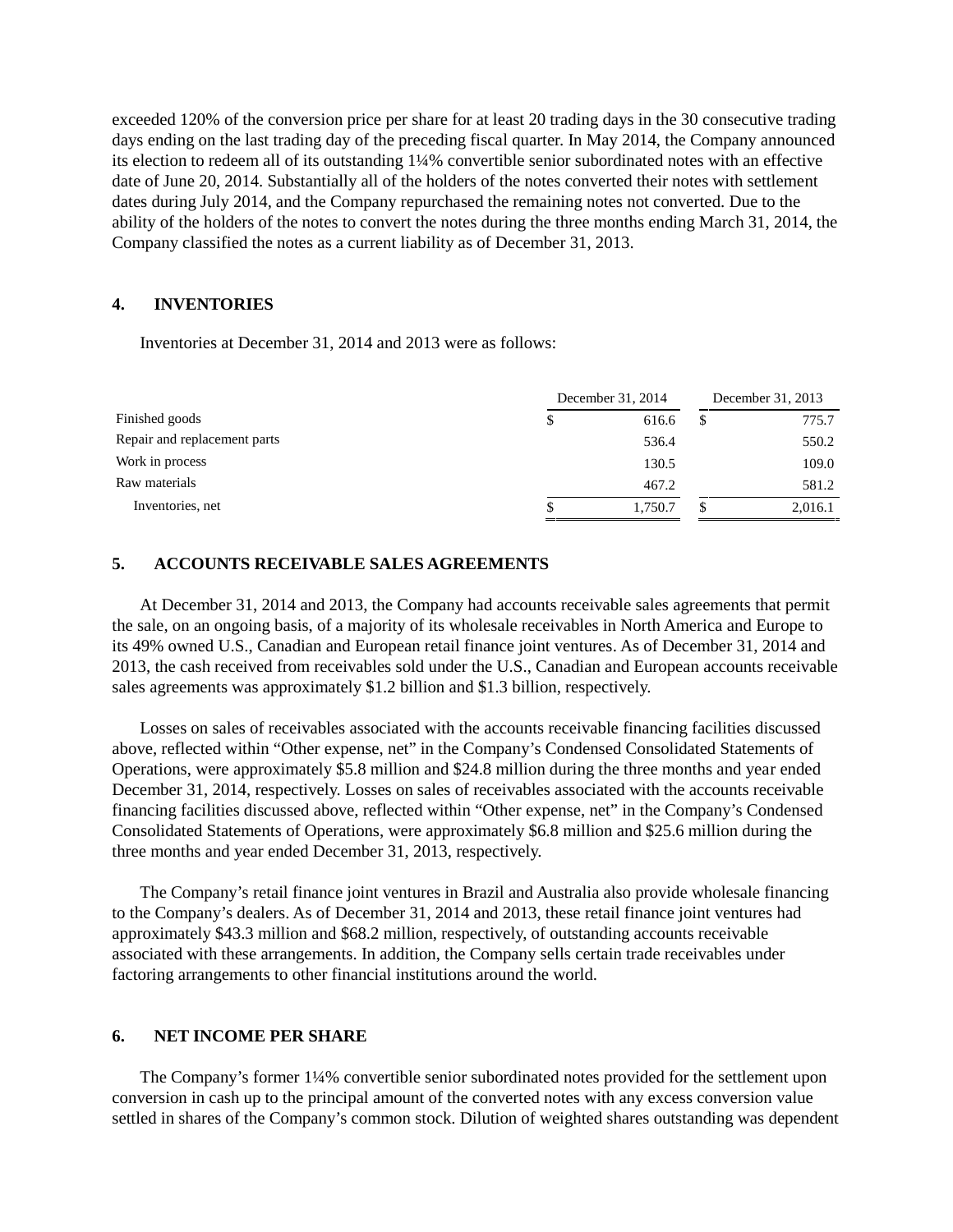exceeded 120% of the conversion price per share for at least 20 trading days in the 30 consecutive trading days ending on the last trading day of the preceding fiscal quarter. In May 2014, the Company announced its election to redeem all of its outstanding 1¼% convertible senior subordinated notes with an effective date of June 20, 2014. Substantially all of the holders of the notes converted their notes with settlement dates during July 2014, and the Company repurchased the remaining notes not converted. Due to the ability of the holders of the notes to convert the notes during the three months ending March 31, 2014, the Company classified the notes as a current liability as of December 31, 2013.

## 4. INVENTORIES

Inventories at December 31, 2014 and 2013 were as follows:

| | December 31, 2014 | December 31, 2013 |
|---|---|---|
| Finished goods | $ 616.6 | $ 775.7 |
| Repair and replacement parts | 536.4 | 550.2 |
| Work in process | 130.5 | 109.0 |
| Raw materials | 467.2 | 581.2 |
| Inventories, net | $ 1,750.7 | $ 2,016.1 |

## 5. ACCOUNTS RECEIVABLE SALES AGREEMENTS

At December 31, 2014 and 2013, the Company had accounts receivable sales agreements that permit the sale, on an ongoing basis, of a majority of its wholesale receivables in North America and Europe to its 49% owned U.S., Canadian and European retail finance joint ventures. As of December 31, 2014 and 2013, the cash received from receivables sold under the U.S., Canadian and European accounts receivable sales agreements was approximately $1.2 billion and $1.3 billion, respectively.

Losses on sales of receivables associated with the accounts receivable financing facilities discussed above, reflected within "Other expense, net" in the Company's Condensed Consolidated Statements of Operations, were approximately $5.8 million and $24.8 million during the three months and year ended December 31, 2014, respectively. Losses on sales of receivables associated with the accounts receivable financing facilities discussed above, reflected within "Other expense, net" in the Company's Condensed Consolidated Statements of Operations, were approximately $6.8 million and $25.6 million during the three months and year ended December 31, 2013, respectively.

The Company's retail finance joint ventures in Brazil and Australia also provide wholesale financing to the Company's dealers. As of December 31, 2014 and 2013, these retail finance joint ventures had approximately $43.3 million and $68.2 million, respectively, of outstanding accounts receivable associated with these arrangements. In addition, the Company sells certain trade receivables under factoring arrangements to other financial institutions around the world.

## 6. NET INCOME PER SHARE

The Company's former 1¼% convertible senior subordinated notes provided for the settlement upon conversion in cash up to the principal amount of the converted notes with any excess conversion value settled in shares of the Company's common stock. Dilution of weighted shares outstanding was dependent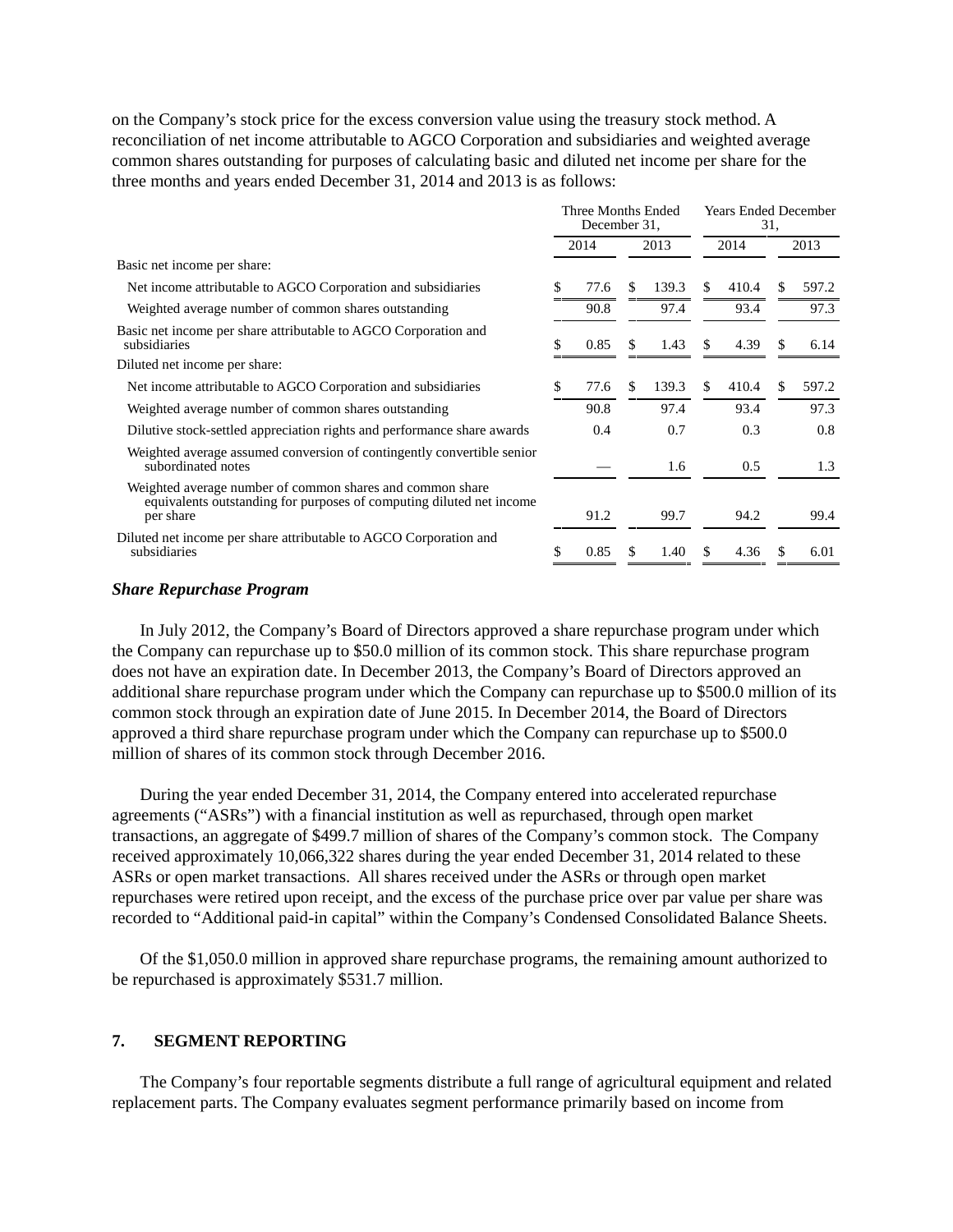on the Company's stock price for the excess conversion value using the treasury stock method. A reconciliation of net income attributable to AGCO Corporation and subsidiaries and weighted average common shares outstanding for purposes of calculating basic and diluted net income per share for the three months and years ended December 31, 2014 and 2013 is as follows:

| | Three Months Ended December 31, | | Years Ended December 31, | |
|---|---|---|---|---|
| | 2014 | 2013 | 2014 | 2013 |
| Basic net income per share: | | | | |
| Net income attributable to AGCO Corporation and subsidiaries | $ 77.6 | $ 139.3 | $ 410.4 | $ 597.2 |
| Weighted average number of common shares outstanding | 90.8 | 97.4 | 93.4 | 97.3 |
| Basic net income per share attributable to AGCO Corporation and subsidiaries | $ 0.85 | $ 1.43 | $ 4.39 | $ 6.14 |
| Diluted net income per share: | | | | |
| Net income attributable to AGCO Corporation and subsidiaries | $ 77.6 | $ 139.3 | $ 410.4 | $ 597.2 |
| Weighted average number of common shares outstanding | 90.8 | 97.4 | 93.4 | 97.3 |
| Dilutive stock-settled appreciation rights and performance share awards | 0.4 | 0.7 | 0.3 | 0.8 |
| Weighted average assumed conversion of contingently convertible senior subordinated notes | — | 1.6 | 0.5 | 1.3 |
| Weighted average number of common shares and common share equivalents outstanding for purposes of computing diluted net income per share | 91.2 | 99.7 | 94.2 | 99.4 |
| Diluted net income per share attributable to AGCO Corporation and subsidiaries | $ 0.85 | $ 1.40 | $ 4.36 | $ 6.01 |

***Share Repurchase Program***

In July 2012, the Company's Board of Directors approved a share repurchase program under which the Company can repurchase up to $50.0 million of its common stock. This share repurchase program does not have an expiration date. In December 2013, the Company's Board of Directors approved an additional share repurchase program under which the Company can repurchase up to $500.0 million of its common stock through an expiration date of June 2015. In December 2014, the Board of Directors approved a third share repurchase program under which the Company can repurchase up to $500.0 million of shares of its common stock through December 2016.

During the year ended December 31, 2014, the Company entered into accelerated repurchase agreements ("ASRs") with a financial institution as well as repurchased, through open market transactions, an aggregate of $499.7 million of shares of the Company's common stock. The Company received approximately 10,066,322 shares during the year ended December 31, 2014 related to these ASRs or open market transactions. All shares received under the ASRs or through open market repurchases were retired upon receipt, and the excess of the purchase price over par value per share was recorded to "Additional paid-in capital" within the Company's Condensed Consolidated Balance Sheets.

Of the $1,050.0 million in approved share repurchase programs, the remaining amount authorized to be repurchased is approximately $531.7 million.

## 7. SEGMENT REPORTING

The Company's four reportable segments distribute a full range of agricultural equipment and related replacement parts. The Company evaluates segment performance primarily based on income from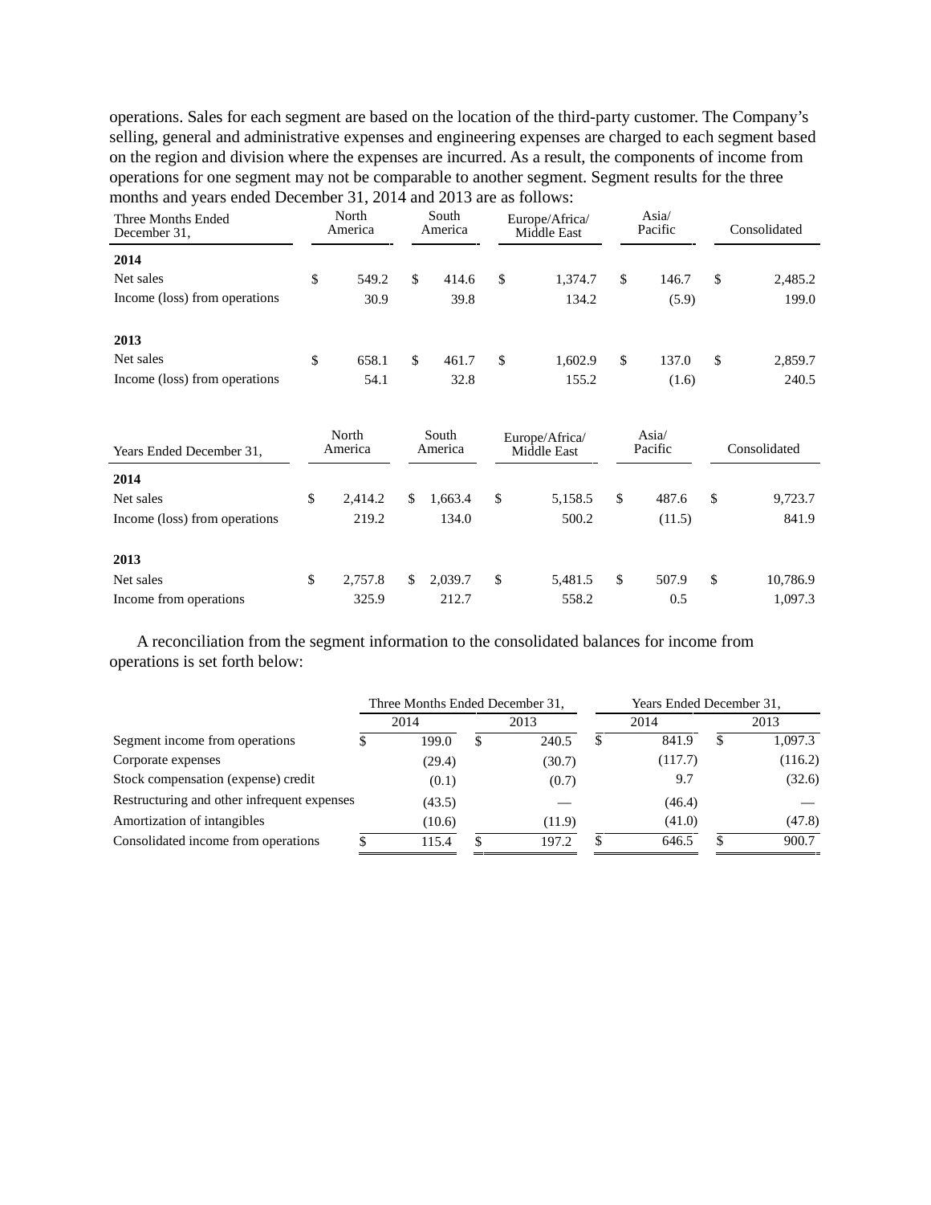operations. Sales for each segment are based on the location of the third-party customer. The Company's selling, general and administrative expenses and engineering expenses are charged to each segment based on the region and division where the expenses are incurred. As a result, the components of income from operations for one segment may not be comparable to another segment. Segment results for the three months and years ended December 31, 2014 and 2013 are as follows:

| Three Months Ended December 31, | North America | South America | Europe/Africa/ Middle East | Asia/ Pacific | Consolidated |
|---|---|---|---|---|---|
| **2014** | | | | | |
| Net sales | $ 549.2 | $ 414.6 | $ 1,374.7 | $ 146.7 | $ 2,485.2 |
| Income (loss) from operations | 30.9 | 39.8 | 134.2 | (5.9) | 199.0 |
| **2013** | | | | | |
| Net sales | $ 658.1 | $ 461.7 | $ 1,602.9 | $ 137.0 | $ 2,859.7 |
| Income (loss) from operations | 54.1 | 32.8 | 155.2 | (1.6) | 240.5 |

| Years Ended December 31, | North America | South America | Europe/Africa/ Middle East | Asia/ Pacific | Consolidated |
|---|---|---|---|---|---|
| **2014** | | | | | |
| Net sales | $ 2,414.2 | $ 1,663.4 | $ 5,158.5 | $ 487.6 | $ 9,723.7 |
| Income (loss) from operations | 219.2 | 134.0 | 500.2 | (11.5) | 841.9 |
| **2013** | | | | | |
| Net sales | $ 2,757.8 | $ 2,039.7 | $ 5,481.5 | $ 507.9 | $ 10,786.9 |
| Income from operations | 325.9 | 212.7 | 558.2 | 0.5 | 1,097.3 |

A reconciliation from the segment information to the consolidated balances for income from operations is set forth below:

| | Three Months Ended December 31, | | Years Ended December 31, | |
|---|---|---|---|---|
| | 2014 | 2013 | 2014 | 2013 |
| Segment income from operations | $ 199.0 | $ 240.5 | $ 841.9 | $ 1,097.3 |
| Corporate expenses | (29.4) | (30.7) | (117.7) | (116.2) |
| Stock compensation (expense) credit | (0.1) | (0.7) | 9.7 | (32.6) |
| Restructuring and other infrequent expenses | (43.5) | — | (46.4) | — |
| Amortization of intangibles | (10.6) | (11.9) | (41.0) | (47.8) |
| Consolidated income from operations | $ 115.4 | $ 197.2 | $ 646.5 | $ 900.7 |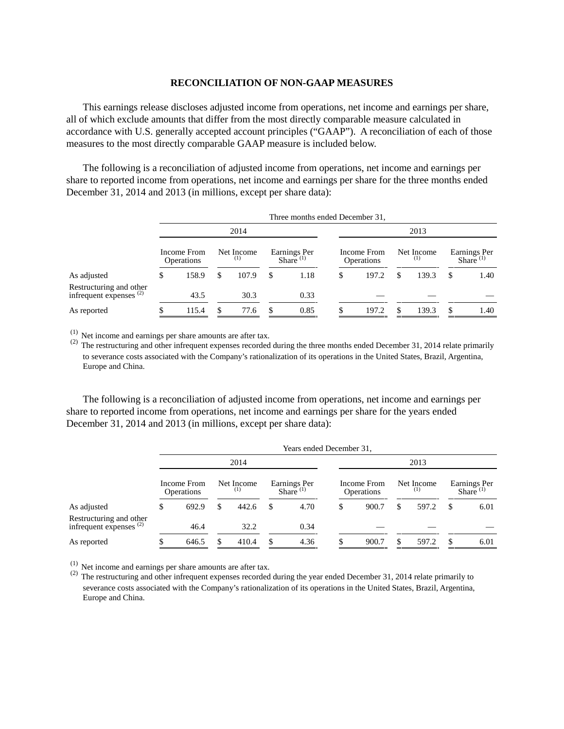## RECONCILIATION OF NON-GAAP MEASURES

This earnings release discloses adjusted income from operations, net income and earnings per share, all of which exclude amounts that differ from the most directly comparable measure calculated in accordance with U.S. generally accepted account principles ("GAAP"). A reconciliation of each of those measures to the most directly comparable GAAP measure is included below.

The following is a reconciliation of adjusted income from operations, net income and earnings per share to reported income from operations, net income and earnings per share for the three months ended December 31, 2014 and 2013 (in millions, except per share data):

| | Three months ended December 31, | | | | | |
|---|---|---|---|---|---|---|
| | 2014 | | | 2013 | | |
| | Income From Operations | Net Income (1) | Earnings Per Share (1) | Income From Operations | Net Income (1) | Earnings Per Share (1) |
| As adjusted | $ 158.9 | $ 107.9 | $ 1.18 | $ 197.2 | $ 139.3 | $ 1.40 |
| Restructuring and other infrequent expenses (2) | 43.5 | 30.3 | 0.33 | — | — | — |
| As reported | $ 115.4 | $ 77.6 | $ 0.85 | $ 197.2 | $ 139.3 | $ 1.40 |

(1) Net income and earnings per share amounts are after tax.
(2) The restructuring and other infrequent expenses recorded during the three months ended December 31, 2014 relate primarily to severance costs associated with the Company's rationalization of its operations in the United States, Brazil, Argentina, Europe and China.

The following is a reconciliation of adjusted income from operations, net income and earnings per share to reported income from operations, net income and earnings per share for the years ended December 31, 2014 and 2013 (in millions, except per share data):

| | Years ended December 31, | | | | | |
|---|---|---|---|---|---|---|
| | 2014 | | | 2013 | | |
| | Income From Operations | Net Income (1) | Earnings Per Share (1) | Income From Operations | Net Income (1) | Earnings Per Share (1) |
| As adjusted | $ 692.9 | $ 442.6 | $ 4.70 | $ 900.7 | $ 597.2 | $ 6.01 |
| Restructuring and other infrequent expenses (2) | 46.4 | 32.2 | 0.34 | — | — | — |
| As reported | $ 646.5 | $ 410.4 | $ 4.36 | $ 900.7 | $ 597.2 | $ 6.01 |

(1) Net income and earnings per share amounts are after tax.
(2) The restructuring and other infrequent expenses recorded during the year ended December 31, 2014 relate primarily to severance costs associated with the Company's rationalization of its operations in the United States, Brazil, Argentina, Europe and China.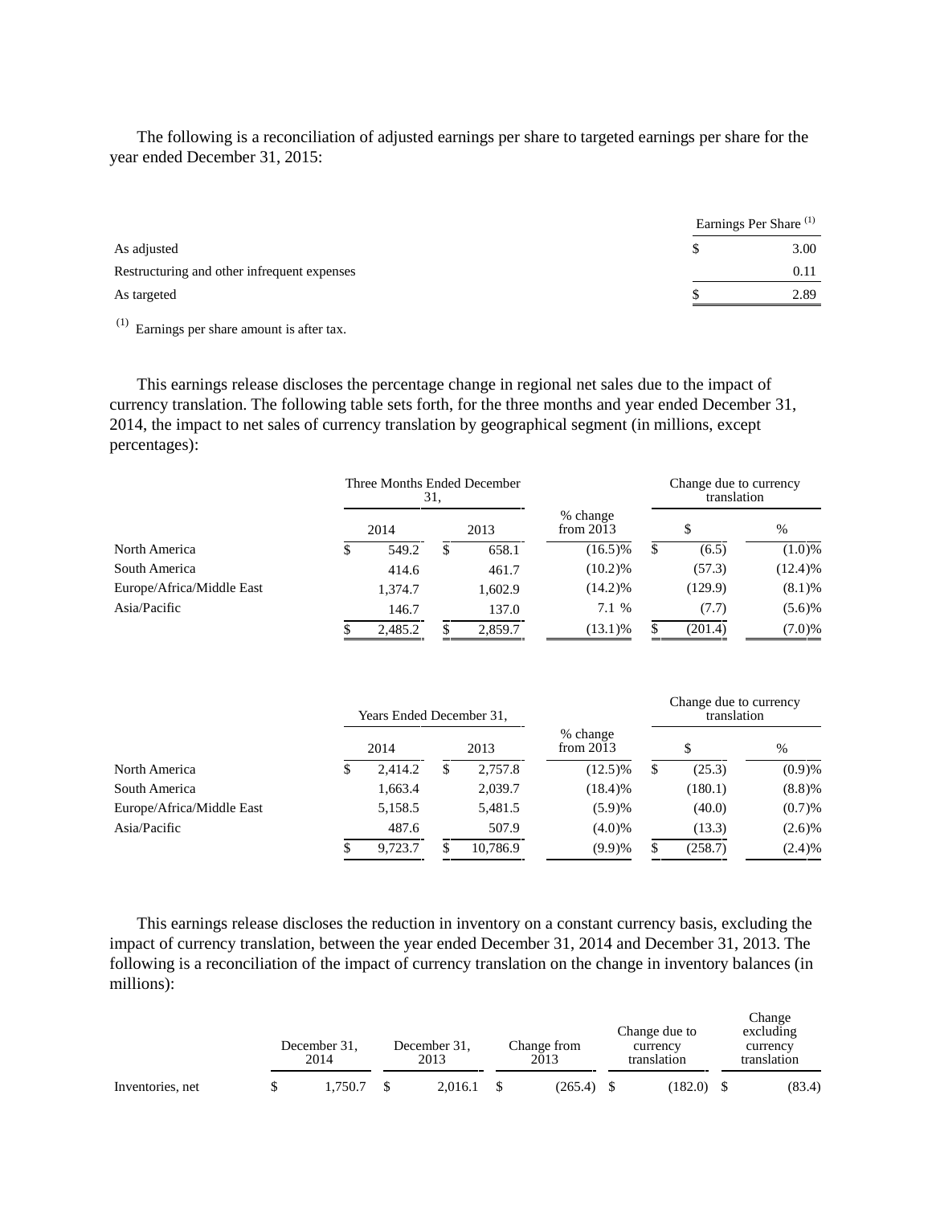The following is a reconciliation of adjusted earnings per share to targeted earnings per share for the year ended December 31, 2015:

| | Earnings Per Share [1] |
|---|---|
| As adjusted | $ 3.00 |
| Restructuring and other infrequent expenses | 0.11 |
| As targeted | $ 2.89 |

[1] Earnings per share amount is after tax.

This earnings release discloses the percentage change in regional net sales due to the impact of currency translation. The following table sets forth, for the three months and year ended December 31, 2014, the impact to net sales of currency translation by geographical segment (in millions, except percentages):

| | Three Months Ended December 31, | | % change from 2013 | Change due to currency translation | |
|---|---|---|---|---|---|
| | 2014 | 2013 | | $ | % |
| North America | $ 549.2 | $ 658.1 | (16.5)% | $ (6.5) | (1.0)% |
| South America | 414.6 | 461.7 | (10.2)% | (57.3) | (12.4)% |
| Europe/Africa/Middle East | 1,374.7 | 1,602.9 | (14.2)% | (129.9) | (8.1)% |
| Asia/Pacific | 146.7 | 137.0 | 7.1 % | (7.7) | (5.6)% |
| | $ 2,485.2 | $ 2,859.7 | (13.1)% | $ (201.4) | (7.0)% |

| | Years Ended December 31, | | % change from 2013 | Change due to currency translation | |
|---|---|---|---|---|---|
| | 2014 | 2013 | | $ | % |
| North America | $ 2,414.2 | $ 2,757.8 | (12.5)% | $ (25.3) | (0.9)% |
| South America | 1,663.4 | 2,039.7 | (18.4)% | (180.1) | (8.8)% |
| Europe/Africa/Middle East | 5,158.5 | 5,481.5 | (5.9)% | (40.0) | (0.7)% |
| Asia/Pacific | 487.6 | 507.9 | (4.0)% | (13.3) | (2.6)% |
| | $ 9,723.7 | $ 10,786.9 | (9.9)% | $ (258.7) | (2.4)% |

This earnings release discloses the reduction in inventory on a constant currency basis, excluding the impact of currency translation, between the year ended December 31, 2014 and December 31, 2013. The following is a reconciliation of the impact of currency translation on the change in inventory balances (in millions):

| | December 31, 2014 | December 31, 2013 | Change from 2013 | Change due to currency translation | Change excluding currency translation |
|---|---|---|---|---|---|
| Inventories, net | $ 1,750.7 | $ 2,016.1 | $ (265.4) | $ (182.0) | $ (83.4) |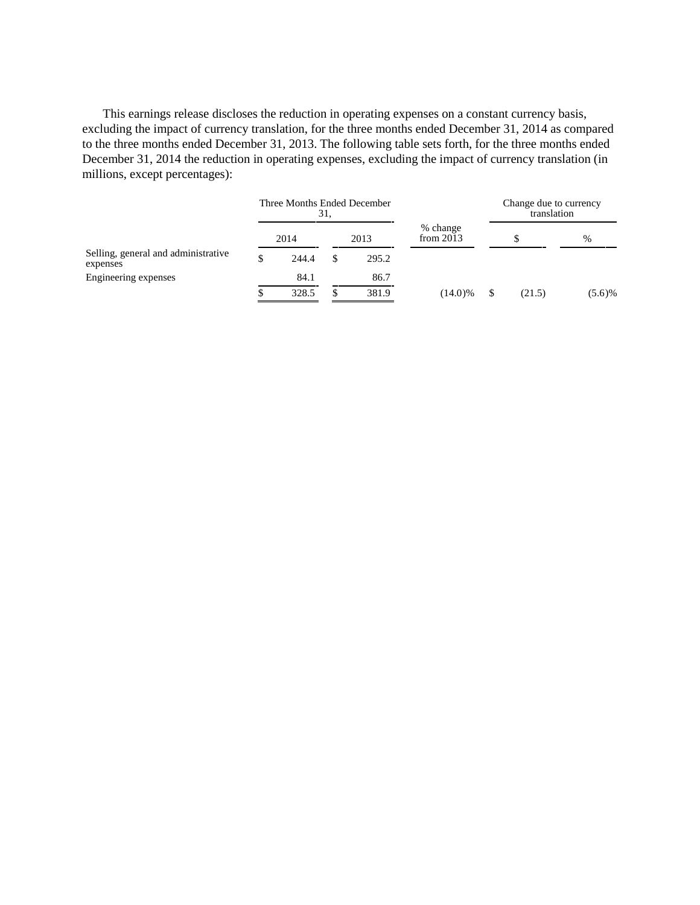This earnings release discloses the reduction in operating expenses on a constant currency basis, excluding the impact of currency translation, for the three months ended December 31, 2014 as compared to the three months ended December 31, 2013. The following table sets forth, for the three months ended December 31, 2014 the reduction in operating expenses, excluding the impact of currency translation (in millions, except percentages):

| | Three Months Ended December 31, | | % change from 2013 | Change due to currency translation | |
|---|---|---|---|---|---|
| | 2014 | 2013 | | $ | % |
| Selling, general and administrative expenses | $ 244.4 | $ 295.2 | | | |
| Engineering expenses | 84.1 | 86.7 | | | |
| | $ 328.5 | $ 381.9 | (14.0)% | $ (21.5) | (5.6)% |